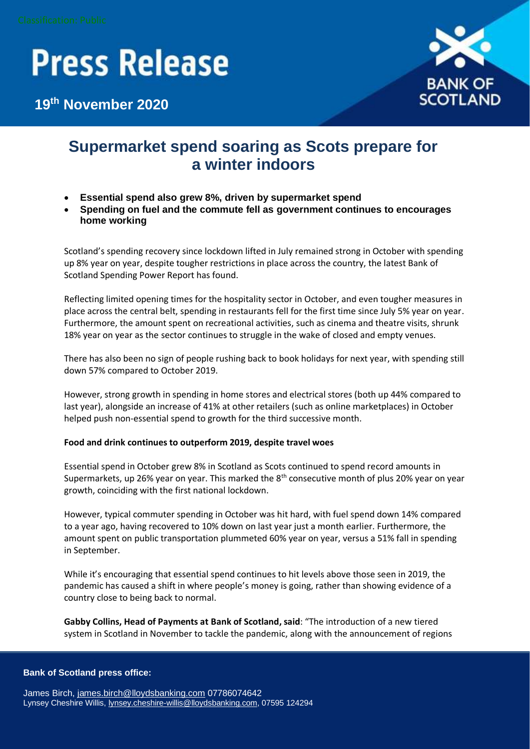Classification: Public

# Press Release

**19th November 2020**

## Supermarket spend soaring as Scots prepare for a winter indoors

- **Essential spend also grew 8%, driven by supermarket spend**
- **Spending on fuel and the commute fell as government continues to encourages home working**

Scotland's spending recovery since lockdown lifted in July remained strong in October with spending up 8% year on year, despite tougher restrictions in place across the country, the latest Bank of Scotland Spending Power Report has found.

Reflecting limited opening times for the hospitality sector in October, and even tougher measures in place across the central belt, spending in restaurants fell for the first time since July 5% year on year. Furthermore, the amount spent on recreational activities, such as cinema and theatre visits, shrunk 18% year on year as the sector continues to struggle in the wake of closed and empty venues.

There has also been no sign of people rushing back to book holidays for next year, with spending still down 57% compared to October 2019.

However, strong growth in spending in home stores and electrical stores (both up 44% compared to last year), alongside an increase of 41% at other retailers (such as online marketplaces) in October helped push non-essential spend to growth for the third successive month.

**Food and drink continues to outperform 2019, despite travel woes**

Essential spend in October grew 8% in Scotland as Scots continued to spend record amounts in Supermarkets, up 26% year on year. This marked the 8th consecutive month of plus 20% year on year growth, coinciding with the first national lockdown.

However, typical commuter spending in October was hit hard, with fuel spend down 14% compared to a year ago, having recovered to 10% down on last year just a month earlier. Furthermore, the amount spent on public transportation plummeted 60% year on year, versus a 51% fall in spending in September.

While it's encouraging that essential spend continues to hit levels above those seen in 2019, the pandemic has caused a shift in where people's money is going, rather than showing evidence of a country close to being back to normal.

**Gabby Collins, Head of Payments at Bank of Scotland, said**: "The introduction of a new tiered system in Scotland in November to tackle the pandemic, along with the announcement of regions

**Bank of Scotland press office:**

James Birch, james.birch@lloydsbanking.com 07786074642
Lynsey Cheshire Willis, lynsey.cheshire-willis@lloydsbanking.com, 07595 124294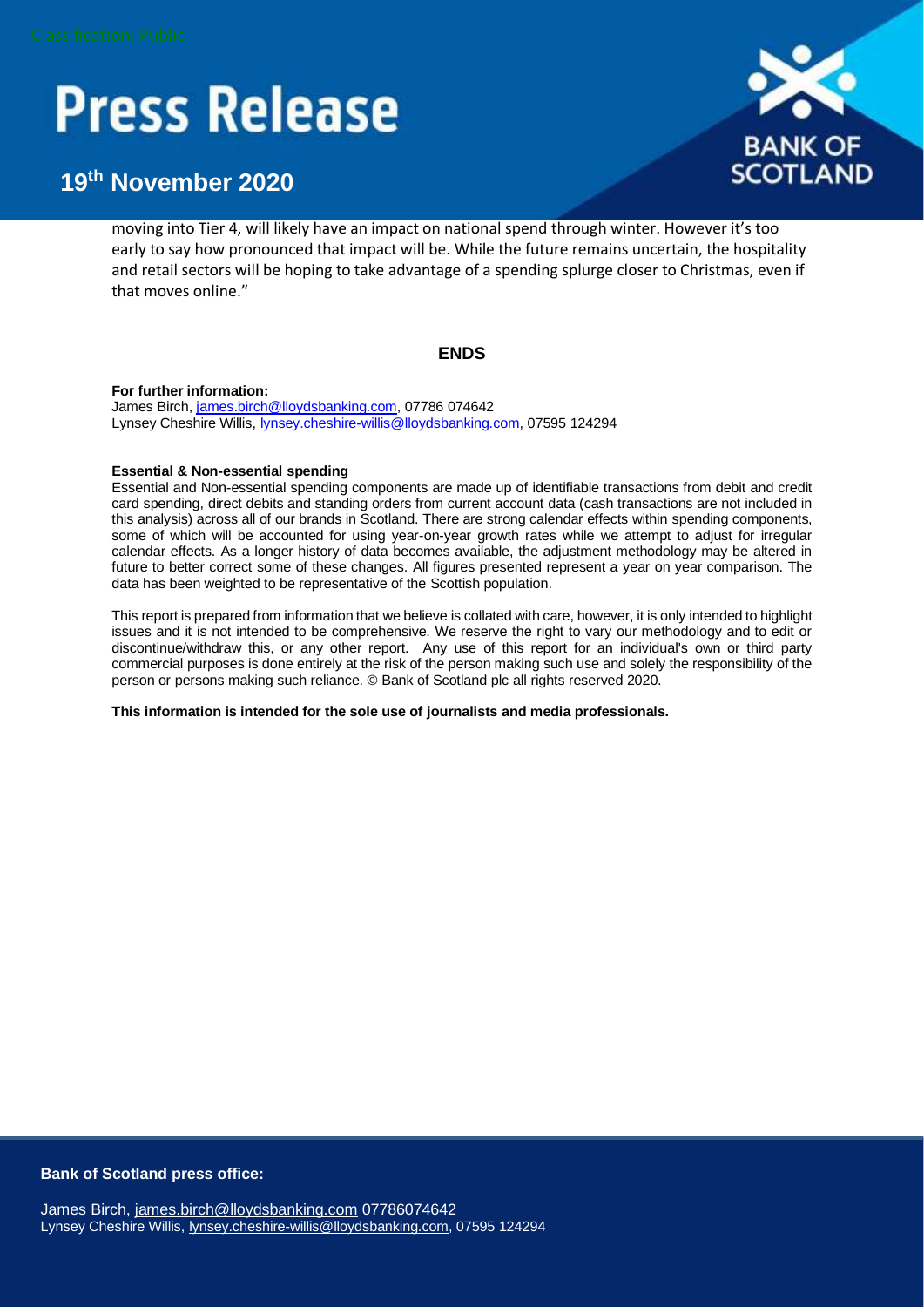moving into Tier 4, will likely have an impact on national spend through winter. However it's too early to say how pronounced that impact will be. While the future remains uncertain, the hospitality and retail sectors will be hoping to take advantage of a spending splurge closer to Christmas, even if that moves online."

**ENDS**

**For further information:**
James Birch, james.birch@lloydsbanking.com, 07786 074642
Lynsey Cheshire Willis, lynsey.cheshire-willis@lloydsbanking.com, 07595 124294

**Essential & Non-essential spending**
Essential and Non-essential spending components are made up of identifiable transactions from debit and credit card spending, direct debits and standing orders from current account data (cash transactions are not included in this analysis) across all of our brands in Scotland. There are strong calendar effects within spending components, some of which will be accounted for using year-on-year growth rates while we attempt to adjust for irregular calendar effects. As a longer history of data becomes available, the adjustment methodology may be altered in future to better correct some of these changes. All figures presented represent a year on year comparison. The data has been weighted to be representative of the Scottish population.

This report is prepared from information that we believe is collated with care, however, it is only intended to highlight issues and it is not intended to be comprehensive. We reserve the right to vary our methodology and to edit or discontinue/withdraw this, or any other report. Any use of this report for an individual's own or third party commercial purposes is done entirely at the risk of the person making such use and solely the responsibility of the person or persons making such reliance. © Bank of Scotland plc all rights reserved 2020.

**This information is intended for the sole use of journalists and media professionals.**